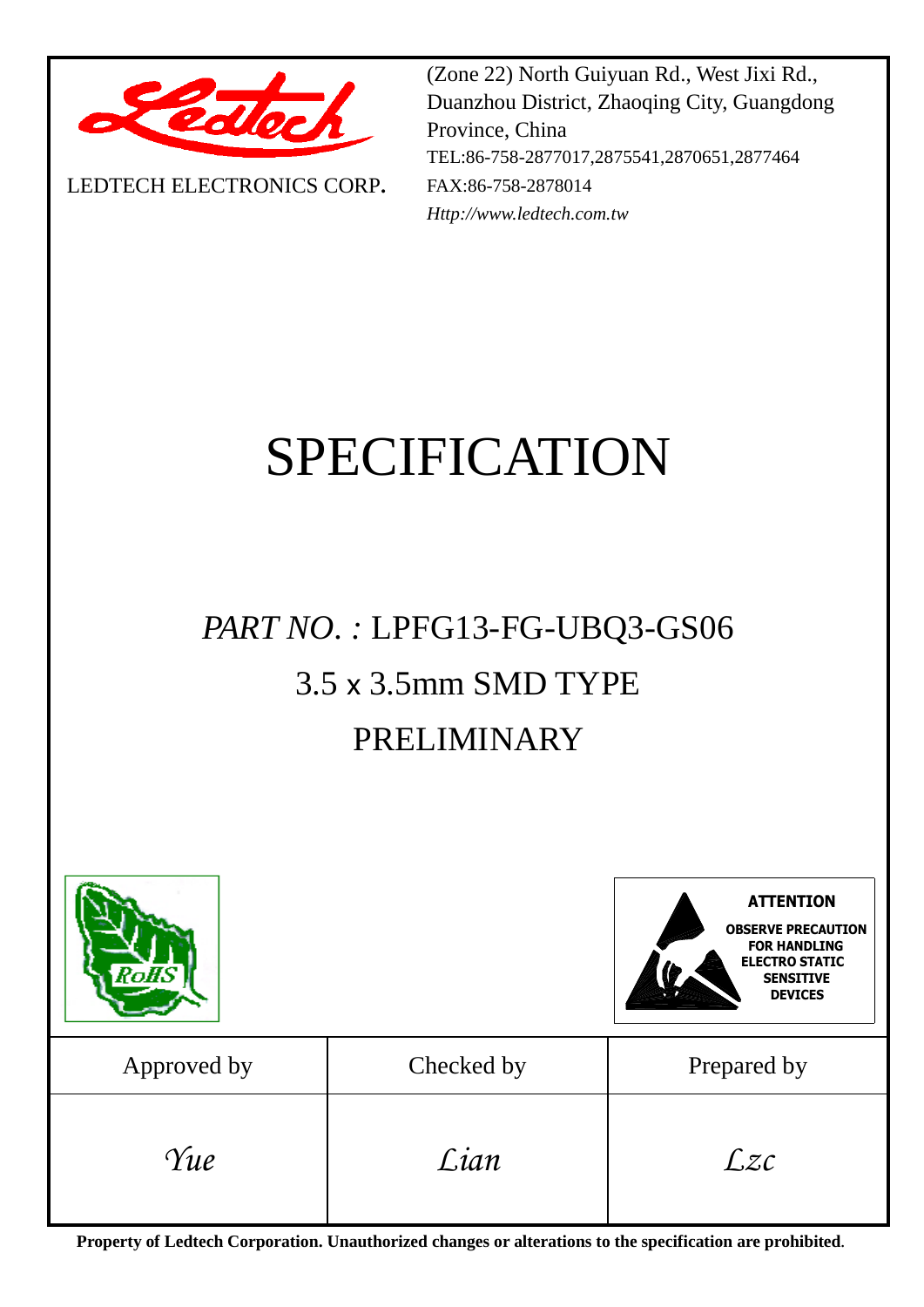LEDTECH ELECTRONICS CORP.

(Zone 22) North Guiyuan Rd., West Jixi Rd., Duanzhou District, Zhaoqing City, Guangdong Province, China
TEL:86-758-2877017,2875541,2870651,2877464
FAX:86-758-2878014
*Http://www.ledtech.com.tw*

# SPECIFICATION

## *PART NO. :* LPFG13-FG-UBQ3-GS06

## 3.5 x 3.5mm SMD TYPE

## PRELIMINARY

**ATTENTION**
**OBSERVE PRECAUTION FOR HANDLING ELECTRO STATIC SENSITIVE DEVICES**

| Approved by | Checked by | Prepared by |
|---|---|---|
| *Yue* | *Lian* | *Lzc* |

**Property of Ledtech Corporation. Unauthorized changes or alterations to the specification are prohibited.**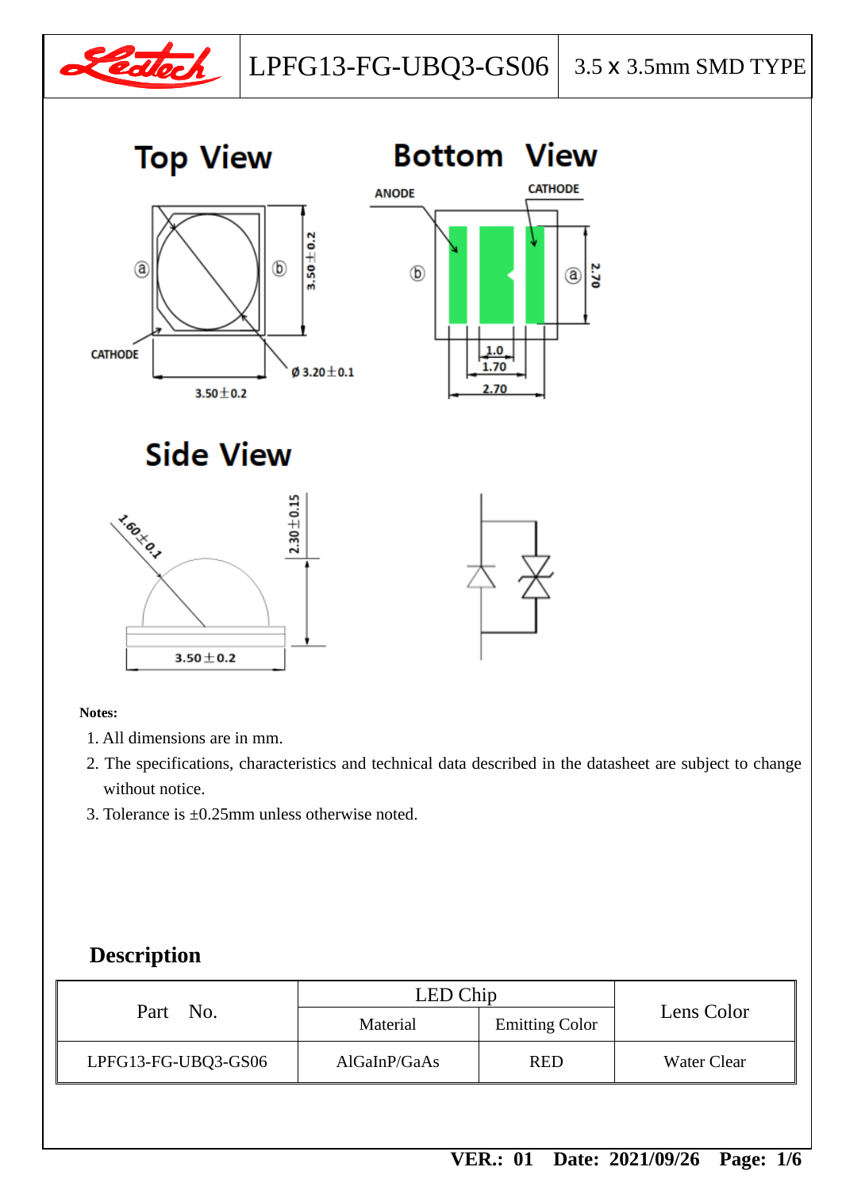## Top View

## Bottom View

## Side View

**Notes:**

1. All dimensions are in mm.
2. The specifications, characteristics and technical data described in the datasheet are subject to change without notice.
3. Tolerance is ±0.25mm unless otherwise noted.

## Description

| Part No. | LED Chip | | Lens Color |
|---|---|---|---|
| | Material | Emitting Color | |
| LPFG13-FG-UBQ3-GS06 | AlGaInP/GaAs | RED | Water Clear |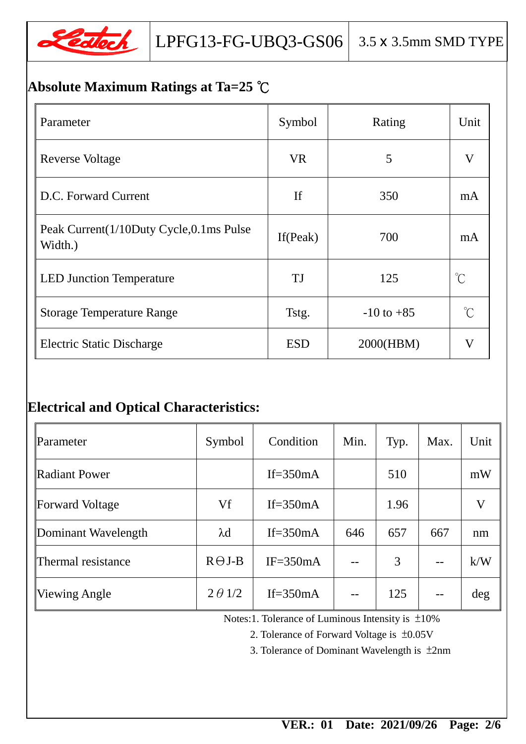## Absolute Maximum Ratings at Ta=25 ℃

| Parameter | Symbol | Rating | Unit |
|---|---|---|---|
| Reverse Voltage | VR | 5 | V |
| D.C. Forward Current | If | 350 | mA |
| Peak Current(1/10Duty Cycle,0.1ms Pulse Width.) | If(Peak) | 700 | mA |
| LED Junction Temperature | TJ | 125 | ℃ |
| Storage Temperature Range | Tstg. | -10 to +85 | ℃ |
| Electric Static Discharge | ESD | 2000(HBM) | V |

## Electrical and Optical Characteristics:

| Parameter | Symbol | Condition | Min. | Typ. | Max. | Unit |
|---|---|---|---|---|---|---|
| Radiant Power | | If=350mA | | 510 | | mW |
| Forward Voltage | Vf | If=350mA | | 1.96 | | V |
| Dominant Wavelength | λd | If=350mA | 646 | 657 | 667 | nm |
| Thermal resistance | RΘJ-B | IF=350mA | -- | 3 | -- | k/W |
| Viewing Angle | 2θ1/2 | If=350mA | -- | 125 | -- | deg |

Notes:1. Tolerance of Luminous Intensity is ±10%

2. Tolerance of Forward Voltage is ±0.05V

3. Tolerance of Dominant Wavelength is ±2nm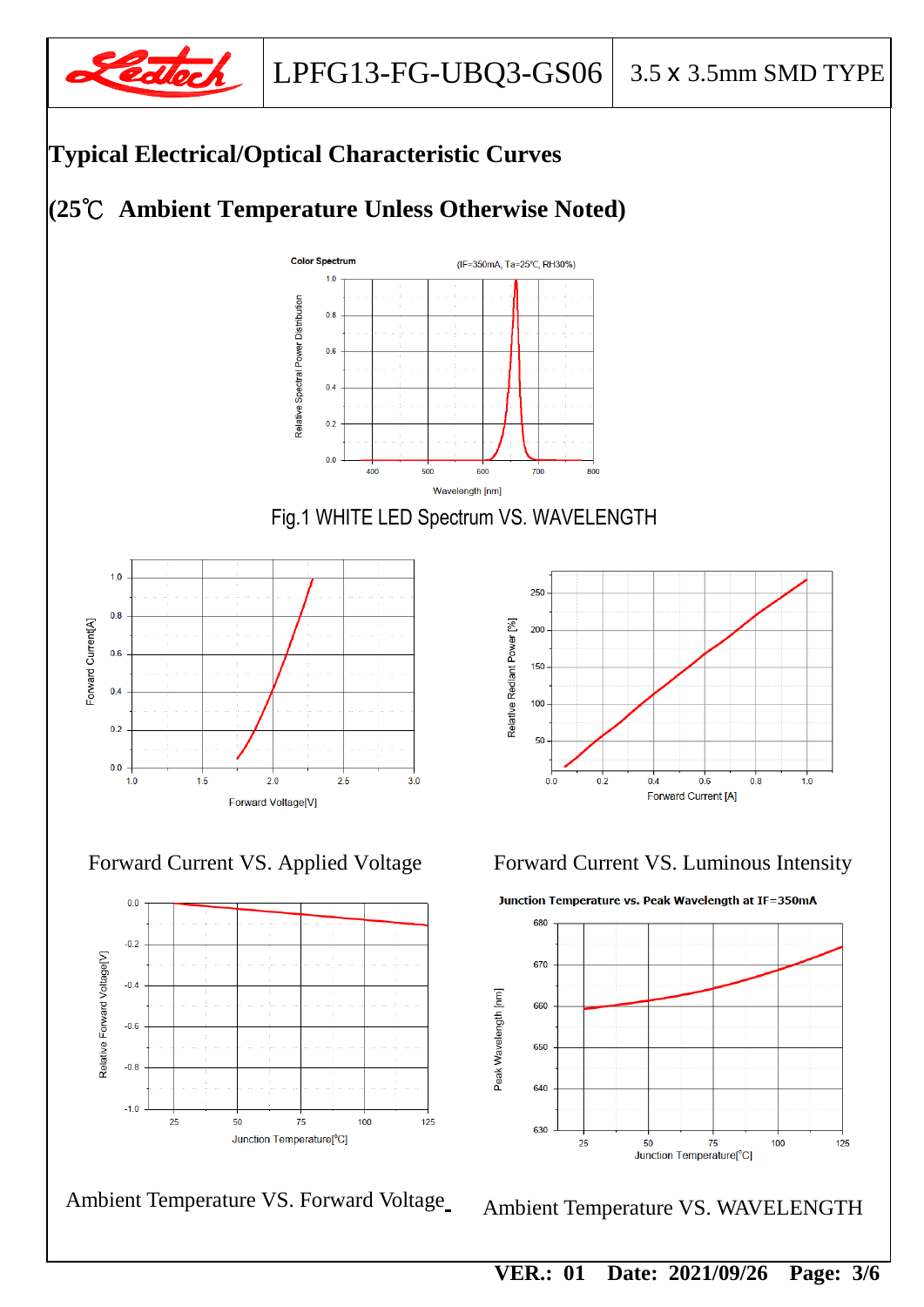# Typical Electrical/Optical Characteristic Curves

## (25℃ Ambient Temperature Unless Otherwise Noted)

Color Spectrum (IF=350mA, Ta=25°C, RH30%)

Fig.1 WHITE LED Spectrum VS. WAVELENGTH

Forward Current VS. Applied Voltage

Forward Current VS. Luminous Intensity

Junction Temperature vs. Peak Wavelength at IF=350mA

Ambient Temperature VS. Forward Voltage

Ambient Temperature VS. WAVELENGTH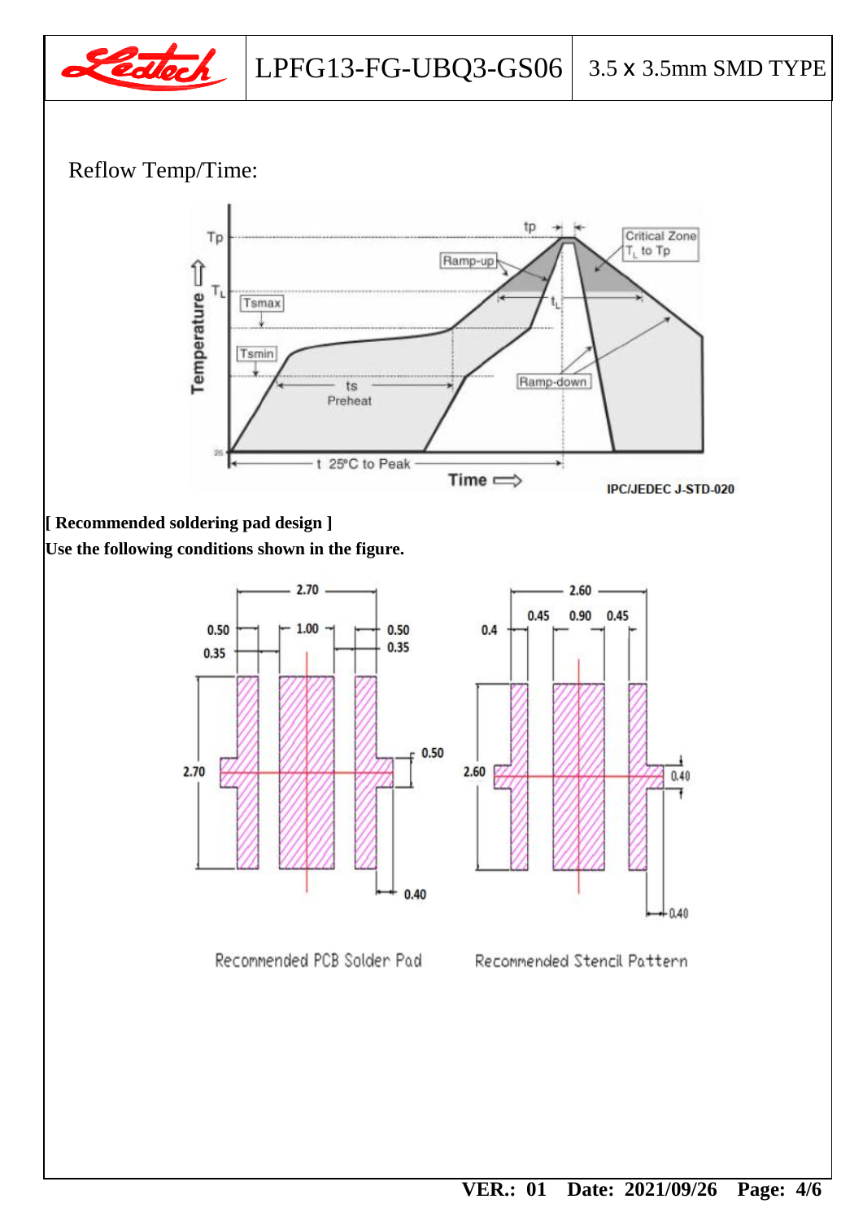Reflow Temp/Time:

IPC/JEDEC J-STD-020

**[ Recommended soldering pad design ]**

**Use the following conditions shown in the figure.**

Recommended PCB Solder Pad

Recommended Stencil Pattern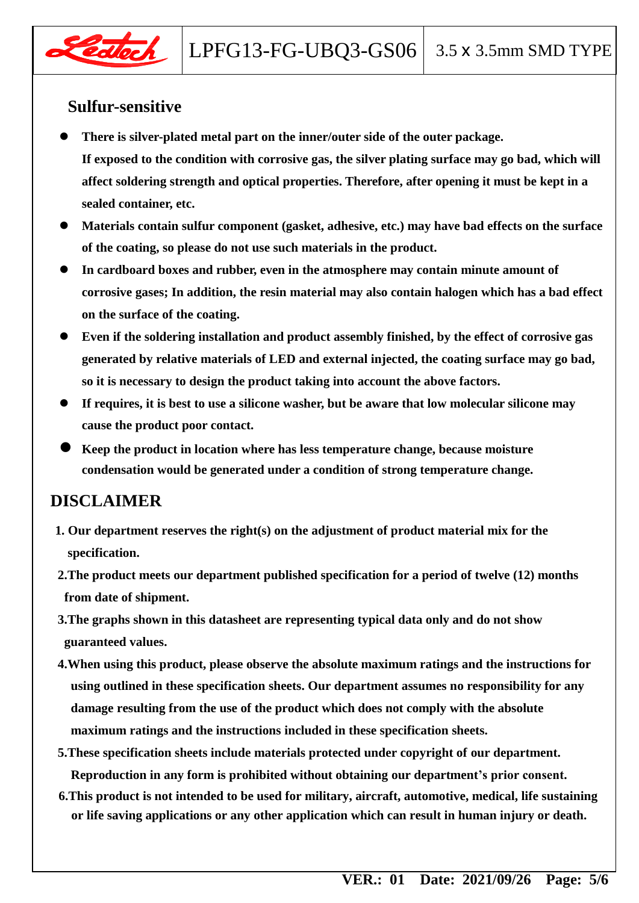## Sulfur-sensitive

- **There is silver-plated metal part on the inner/outer side of the outer package. If exposed to the condition with corrosive gas, the silver plating surface may go bad, which will affect soldering strength and optical properties. Therefore, after opening it must be kept in a sealed container, etc.**
- **Materials contain sulfur component (gasket, adhesive, etc.) may have bad effects on the surface of the coating, so please do not use such materials in the product.**
- **In cardboard boxes and rubber, even in the atmosphere may contain minute amount of corrosive gases; In addition, the resin material may also contain halogen which has a bad effect on the surface of the coating.**
- **Even if the soldering installation and product assembly finished, by the effect of corrosive gas generated by relative materials of LED and external injected, the coating surface may go bad, so it is necessary to design the product taking into account the above factors.**
- **If requires, it is best to use a silicone washer, but be aware that low molecular silicone may cause the product poor contact.**
- **Keep the product in location where has less temperature change, because moisture condensation would be generated under a condition of strong temperature change.**

## DISCLAIMER

1. **Our department reserves the right(s) on the adjustment of product material mix for the specification.**
2. **The product meets our department published specification for a period of twelve (12) months from date of shipment.**
3. **The graphs shown in this datasheet are representing typical data only and do not show guaranteed values.**
4. **When using this product, please observe the absolute maximum ratings and the instructions for using outlined in these specification sheets. Our department assumes no responsibility for any damage resulting from the use of the product which does not comply with the absolute maximum ratings and the instructions included in these specification sheets.**
5. **These specification sheets include materials protected under copyright of our department. Reproduction in any form is prohibited without obtaining our department's prior consent.**
6. **This product is not intended to be used for military, aircraft, automotive, medical, life sustaining or life saving applications or any other application which can result in human injury or death.**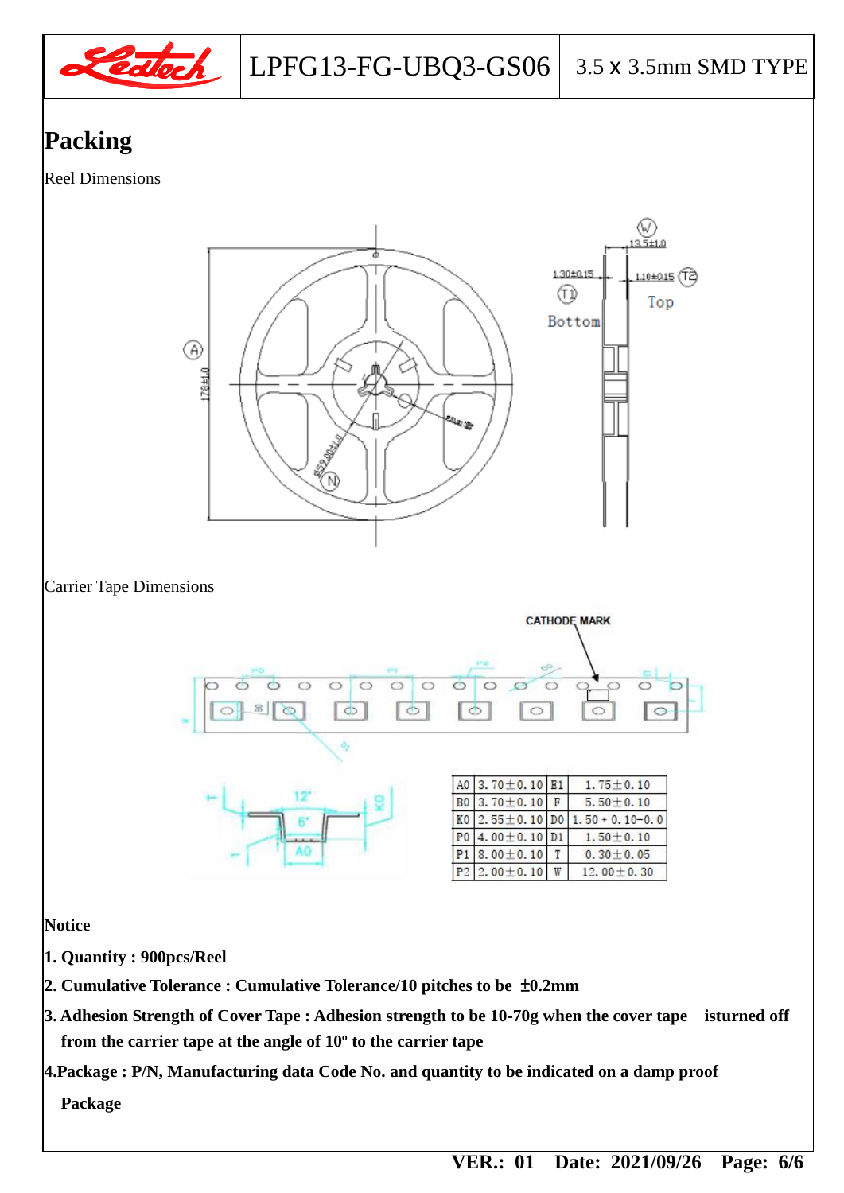# Packing

Reel Dimensions

Ⓦ
13.5±1.0
1.30±0.15
1.10±0.15 Ⓣ2
Ⓣ1
Top
Bottom
Ⓐ
178±1.0
ø59.00±1.0
Ⓝ

Carrier Tape Dimensions

CATHODE MARK

| | | | |
|---|---|---|---|
| A0 | 3.70±0.10 | B1 | 1.75±0.10 |
| B0 | 3.70±0.10 | F | 5.50±0.10 |
| K0 | 2.55±0.10 | D0 | 1.50 + 0.10−0.0 |
| P0 | 4.00±0.10 | D1 | 1.50±0.10 |
| P1 | 8.00±0.10 | T | 0.30±0.05 |
| P2 | 2.00±0.10 | W | 12.00±0.30 |

**Notice**

**1. Quantity : 900pcs/Reel**

**2. Cumulative Tolerance : Cumulative Tolerance/10 pitches to be ±0.2mm**

**3. Adhesion Strength of Cover Tape : Adhesion strength to be 10-70g when the cover tape isturned off from the carrier tape at the angle of 10º to the carrier tape**

**4.Package : P/N, Manufacturing data Code No. and quantity to be indicated on a damp proof Package**

**VER.: 01 Date: 2021/09/26**